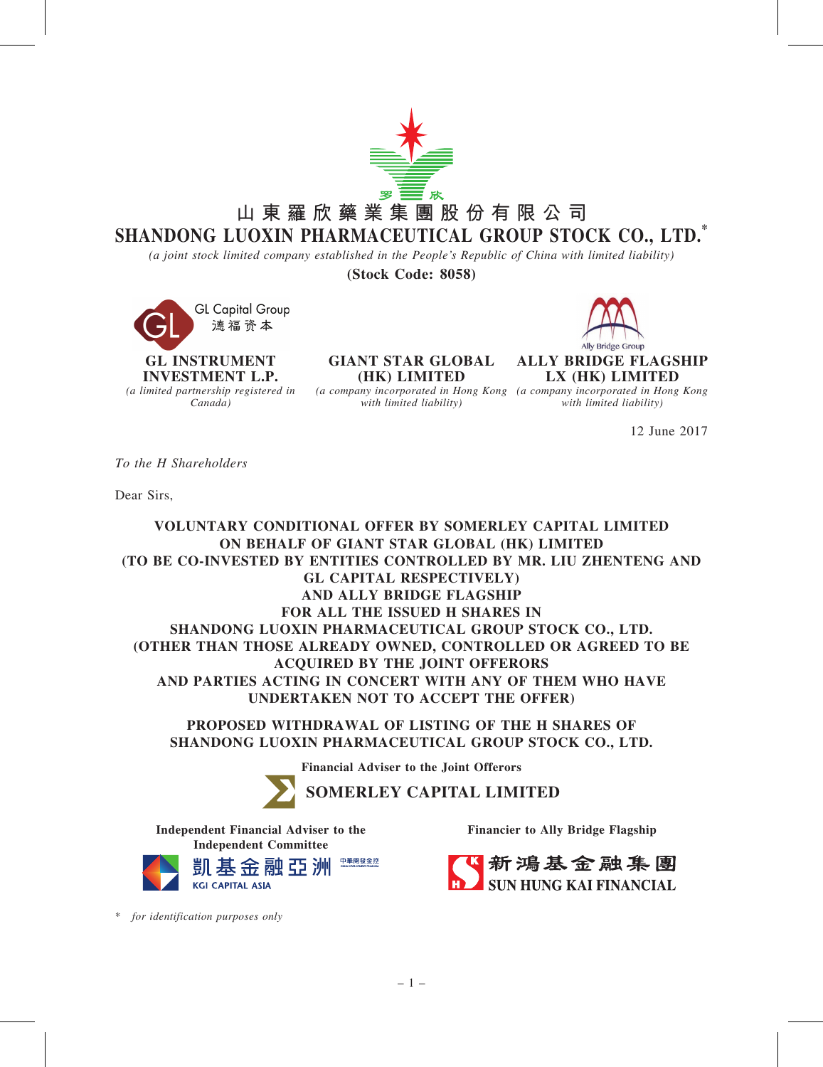# 山東羅欣藥業集團股份有限公司
# SHANDONG LUOXIN PHARMACEUTICAL GROUP STOCK CO., LTD.*

*(a joint stock limited company established in the People's Republic of China with limited liability)*

**(Stock Code: 8058)**

GL Capital Group
德福资本

**GL INSTRUMENT INVESTMENT L.P.**
*(a limited partnership registered in Canada)*

**GIANT STAR GLOBAL (HK) LIMITED**
*(a company incorporated in Hong Kong with limited liability)*

Ally Bridge Group

**ALLY BRIDGE FLAGSHIP LX (HK) LIMITED**
*(a company incorporated in Hong Kong with limited liability)*

12 June 2017

*To the H Shareholders*

Dear Sirs,

**VOLUNTARY CONDITIONAL OFFER BY SOMERLEY CAPITAL LIMITED ON BEHALF OF GIANT STAR GLOBAL (HK) LIMITED (TO BE CO-INVESTED BY ENTITIES CONTROLLED BY MR. LIU ZHENTENG AND GL CAPITAL RESPECTIVELY) AND ALLY BRIDGE FLAGSHIP FOR ALL THE ISSUED H SHARES IN SHANDONG LUOXIN PHARMACEUTICAL GROUP STOCK CO., LTD. (OTHER THAN THOSE ALREADY OWNED, CONTROLLED OR AGREED TO BE ACQUIRED BY THE JOINT OFFERORS AND PARTIES ACTING IN CONCERT WITH ANY OF THEM WHO HAVE UNDERTAKEN NOT TO ACCEPT THE OFFER)**

**PROPOSED WITHDRAWAL OF LISTING OF THE H SHARES OF SHANDONG LUOXIN PHARMACEUTICAL GROUP STOCK CO., LTD.**

**Financial Adviser to the Joint Offerors**

**SOMERLEY CAPITAL LIMITED**

**Independent Financial Adviser to the Independent Committee**

凱基金融亞洲
KGI CAPITAL ASIA

**Financier to Ally Bridge Flagship**

新鴻基金融集團
SUN HUNG KAI FINANCIAL

\* *for identification purposes only*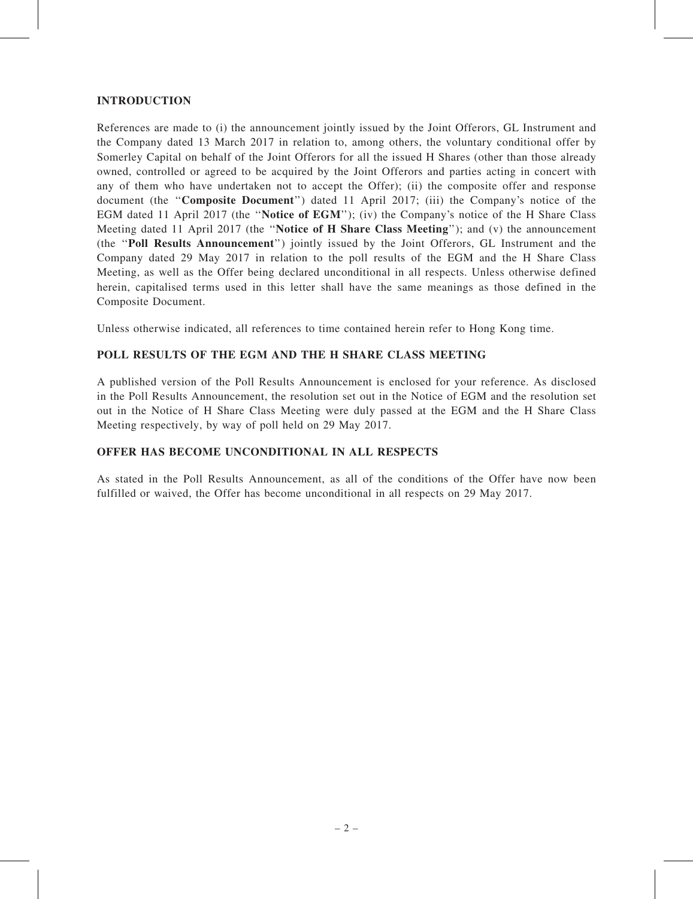## INTRODUCTION

References are made to (i) the announcement jointly issued by the Joint Offerors, GL Instrument and the Company dated 13 March 2017 in relation to, among others, the voluntary conditional offer by Somerley Capital on behalf of the Joint Offerors for all the issued H Shares (other than those already owned, controlled or agreed to be acquired by the Joint Offerors and parties acting in concert with any of them who have undertaken not to accept the Offer); (ii) the composite offer and response document (the "**Composite Document**") dated 11 April 2017; (iii) the Company's notice of the EGM dated 11 April 2017 (the "**Notice of EGM**"); (iv) the Company's notice of the H Share Class Meeting dated 11 April 2017 (the "**Notice of H Share Class Meeting**"); and (v) the announcement (the "**Poll Results Announcement**") jointly issued by the Joint Offerors, GL Instrument and the Company dated 29 May 2017 in relation to the poll results of the EGM and the H Share Class Meeting, as well as the Offer being declared unconditional in all respects. Unless otherwise defined herein, capitalised terms used in this letter shall have the same meanings as those defined in the Composite Document.

Unless otherwise indicated, all references to time contained herein refer to Hong Kong time.

## POLL RESULTS OF THE EGM AND THE H SHARE CLASS MEETING

A published version of the Poll Results Announcement is enclosed for your reference. As disclosed in the Poll Results Announcement, the resolution set out in the Notice of EGM and the resolution set out in the Notice of H Share Class Meeting were duly passed at the EGM and the H Share Class Meeting respectively, by way of poll held on 29 May 2017.

## OFFER HAS BECOME UNCONDITIONAL IN ALL RESPECTS

As stated in the Poll Results Announcement, as all of the conditions of the Offer have now been fulfilled or waived, the Offer has become unconditional in all respects on 29 May 2017.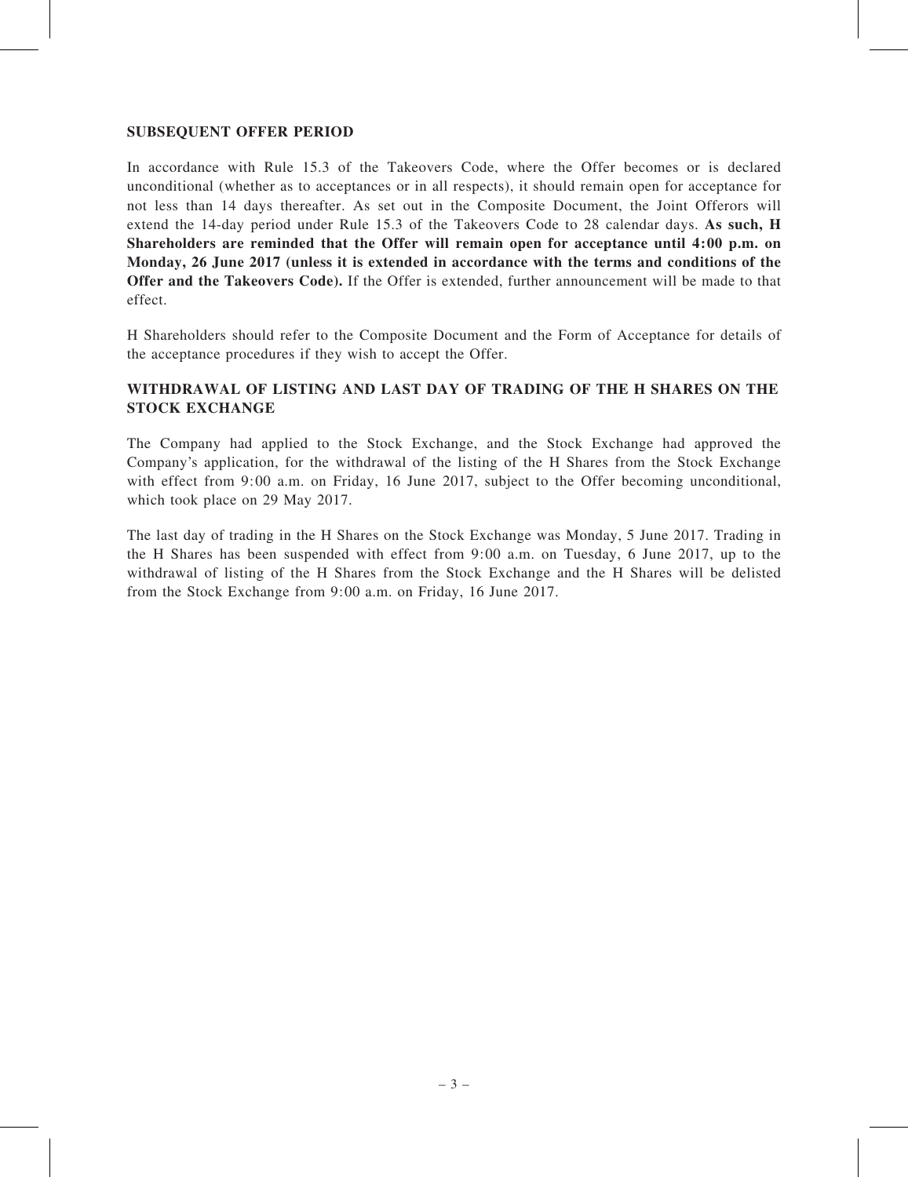## SUBSEQUENT OFFER PERIOD

In accordance with Rule 15.3 of the Takeovers Code, where the Offer becomes or is declared unconditional (whether as to acceptances or in all respects), it should remain open for acceptance for not less than 14 days thereafter. As set out in the Composite Document, the Joint Offerors will extend the 14-day period under Rule 15.3 of the Takeovers Code to 28 calendar days. **As such, H Shareholders are reminded that the Offer will remain open for acceptance until 4:00 p.m. on Monday, 26 June 2017 (unless it is extended in accordance with the terms and conditions of the Offer and the Takeovers Code).** If the Offer is extended, further announcement will be made to that effect.

H Shareholders should refer to the Composite Document and the Form of Acceptance for details of the acceptance procedures if they wish to accept the Offer.

## WITHDRAWAL OF LISTING AND LAST DAY OF TRADING OF THE H SHARES ON THE STOCK EXCHANGE

The Company had applied to the Stock Exchange, and the Stock Exchange had approved the Company's application, for the withdrawal of the listing of the H Shares from the Stock Exchange with effect from 9:00 a.m. on Friday, 16 June 2017, subject to the Offer becoming unconditional, which took place on 29 May 2017.

The last day of trading in the H Shares on the Stock Exchange was Monday, 5 June 2017. Trading in the H Shares has been suspended with effect from 9:00 a.m. on Tuesday, 6 June 2017, up to the withdrawal of listing of the H Shares from the Stock Exchange and the H Shares will be delisted from the Stock Exchange from 9:00 a.m. on Friday, 16 June 2017.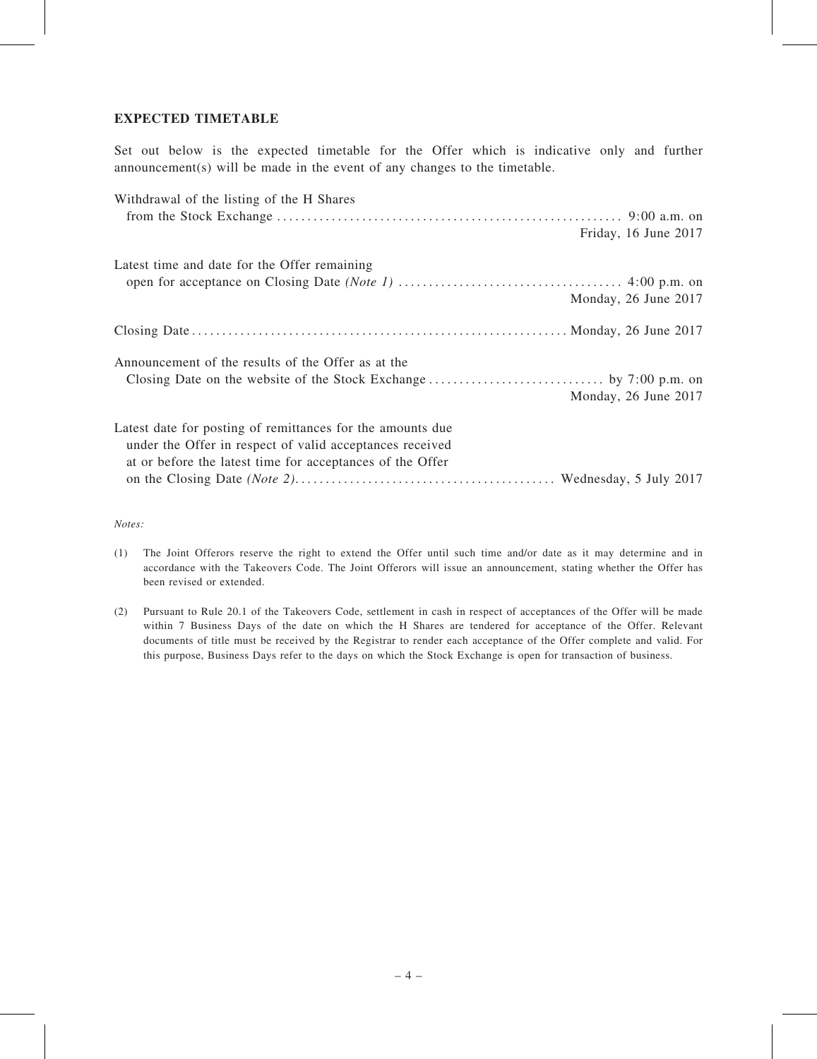## EXPECTED TIMETABLE

Set out below is the expected timetable for the Offer which is indicative only and further announcement(s) will be made in the event of any changes to the timetable.

| | |
|---|---|
| Withdrawal of the listing of the H Shares from the Stock Exchange | 9:00 a.m. on Friday, 16 June 2017 |
| Latest time and date for the Offer remaining open for acceptance on Closing Date *(Note 1)* | 4:00 p.m. on Monday, 26 June 2017 |
| Closing Date | Monday, 26 June 2017 |
| Announcement of the results of the Offer as at the Closing Date on the website of the Stock Exchange | by 7:00 p.m. on Monday, 26 June 2017 |
| Latest date for posting of remittances for the amounts due under the Offer in respect of valid acceptances received at or before the latest time for acceptances of the Offer on the Closing Date *(Note 2)* | Wednesday, 5 July 2017 |

*Notes:*

(1) The Joint Offerors reserve the right to extend the Offer until such time and/or date as it may determine and in accordance with the Takeovers Code. The Joint Offerors will issue an announcement, stating whether the Offer has been revised or extended.

(2) Pursuant to Rule 20.1 of the Takeovers Code, settlement in cash in respect of acceptances of the Offer will be made within 7 Business Days of the date on which the H Shares are tendered for acceptance of the Offer. Relevant documents of title must be received by the Registrar to render each acceptance of the Offer complete and valid. For this purpose, Business Days refer to the days on which the Stock Exchange is open for transaction of business.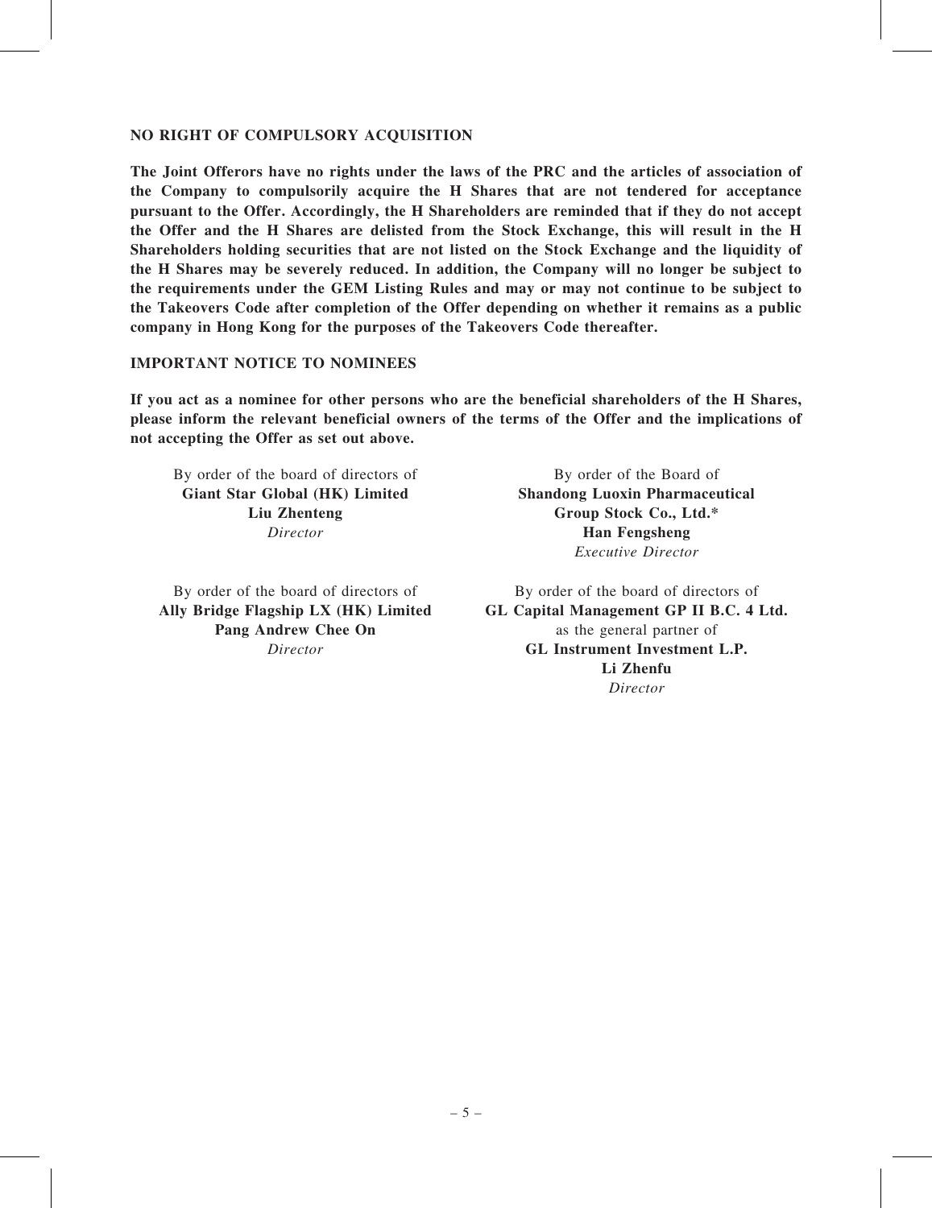## NO RIGHT OF COMPULSORY ACQUISITION

**The Joint Offerors have no rights under the laws of the PRC and the articles of association of the Company to compulsorily acquire the H Shares that are not tendered for acceptance pursuant to the Offer. Accordingly, the H Shareholders are reminded that if they do not accept the Offer and the H Shares are delisted from the Stock Exchange, this will result in the H Shareholders holding securities that are not listed on the Stock Exchange and the liquidity of the H Shares may be severely reduced. In addition, the Company will no longer be subject to the requirements under the GEM Listing Rules and may or may not continue to be subject to the Takeovers Code after completion of the Offer depending on whether it remains as a public company in Hong Kong for the purposes of the Takeovers Code thereafter.**

## IMPORTANT NOTICE TO NOMINEES

**If you act as a nominee for other persons who are the beneficial shareholders of the H Shares, please inform the relevant beneficial owners of the terms of the Offer and the implications of not accepting the Offer as set out above.**

By order of the board of directors of
**Giant Star Global (HK) Limited**
**Liu Zhenteng**
*Director*

By order of the Board of
**Shandong Luoxin Pharmaceutical Group Stock Co., Ltd.***
**Han Fengsheng**
*Executive Director*

By order of the board of directors of
**Ally Bridge Flagship LX (HK) Limited**
**Pang Andrew Chee On**
*Director*

By order of the board of directors of
**GL Capital Management GP II B.C. 4 Ltd.**
as the general partner of
**GL Instrument Investment L.P.**
**Li Zhenfu**
*Director*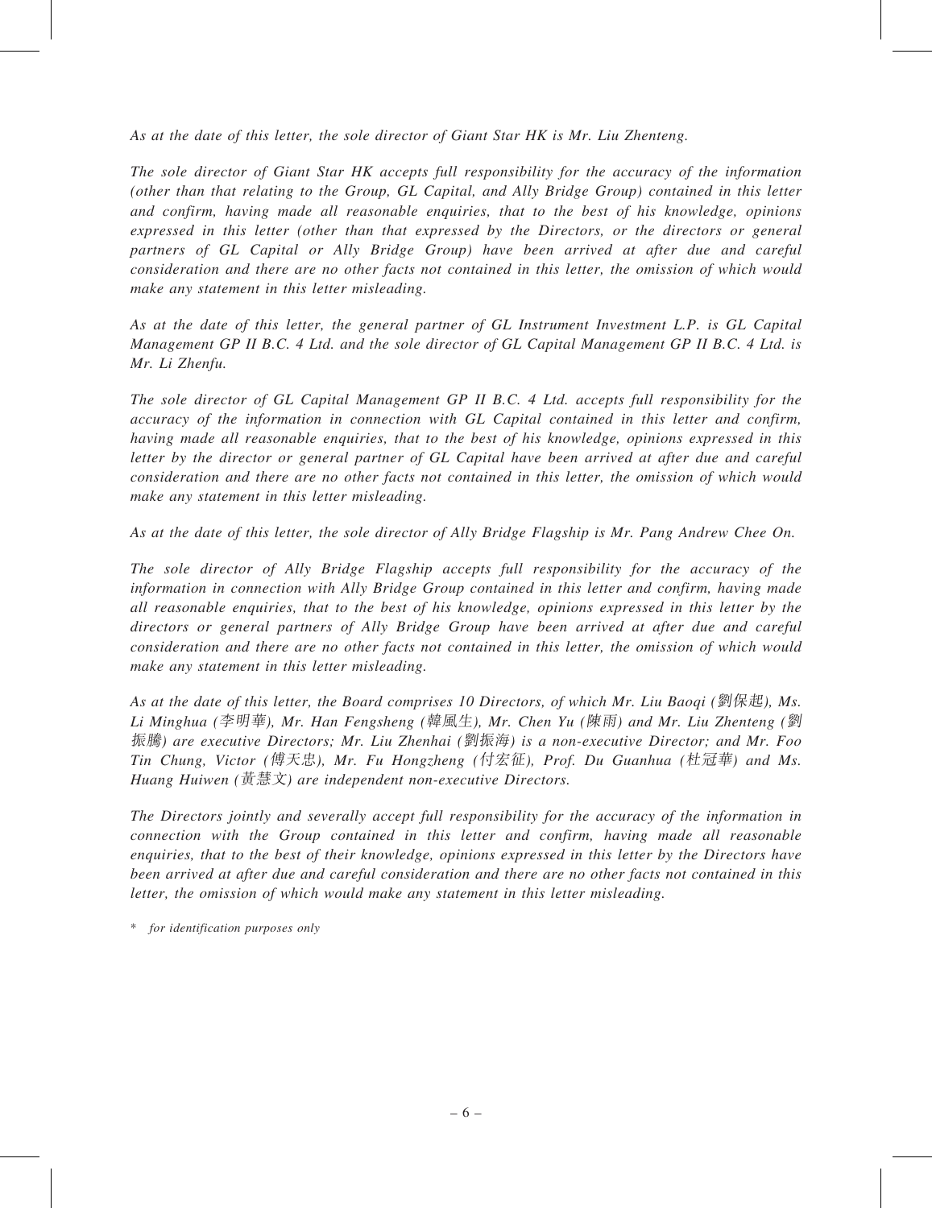*As at the date of this letter, the sole director of Giant Star HK is Mr. Liu Zhenteng.*

*The sole director of Giant Star HK accepts full responsibility for the accuracy of the information (other than that relating to the Group, GL Capital, and Ally Bridge Group) contained in this letter and confirm, having made all reasonable enquiries, that to the best of his knowledge, opinions expressed in this letter (other than that expressed by the Directors, or the directors or general partners of GL Capital or Ally Bridge Group) have been arrived at after due and careful consideration and there are no other facts not contained in this letter, the omission of which would make any statement in this letter misleading.*

*As at the date of this letter, the general partner of GL Instrument Investment L.P. is GL Capital Management GP II B.C. 4 Ltd. and the sole director of GL Capital Management GP II B.C. 4 Ltd. is Mr. Li Zhenfu.*

*The sole director of GL Capital Management GP II B.C. 4 Ltd. accepts full responsibility for the accuracy of the information in connection with GL Capital contained in this letter and confirm, having made all reasonable enquiries, that to the best of his knowledge, opinions expressed in this letter by the director or general partner of GL Capital have been arrived at after due and careful consideration and there are no other facts not contained in this letter, the omission of which would make any statement in this letter misleading.*

*As at the date of this letter, the sole director of Ally Bridge Flagship is Mr. Pang Andrew Chee On.*

*The sole director of Ally Bridge Flagship accepts full responsibility for the accuracy of the information in connection with Ally Bridge Group contained in this letter and confirm, having made all reasonable enquiries, that to the best of his knowledge, opinions expressed in this letter by the directors or general partners of Ally Bridge Group have been arrived at after due and careful consideration and there are no other facts not contained in this letter, the omission of which would make any statement in this letter misleading.*

*As at the date of this letter, the Board comprises 10 Directors, of which Mr. Liu Baoqi (劉保起), Ms. Li Minghua (李明華), Mr. Han Fengsheng (韓風生), Mr. Chen Yu (陳雨) and Mr. Liu Zhenteng (劉振騰) are executive Directors; Mr. Liu Zhenhai (劉振海) is a non-executive Director; and Mr. Foo Tin Chung, Victor (傅天忠), Mr. Fu Hongzheng (付宏征), Prof. Du Guanhua (杜冠華) and Ms. Huang Huiwen (黃慧文) are independent non-executive Directors.*

*The Directors jointly and severally accept full responsibility for the accuracy of the information in connection with the Group contained in this letter and confirm, having made all reasonable enquiries, that to the best of their knowledge, opinions expressed in this letter by the Directors have been arrived at after due and careful consideration and there are no other facts not contained in this letter, the omission of which would make any statement in this letter misleading.*

\* *for identification purposes only*